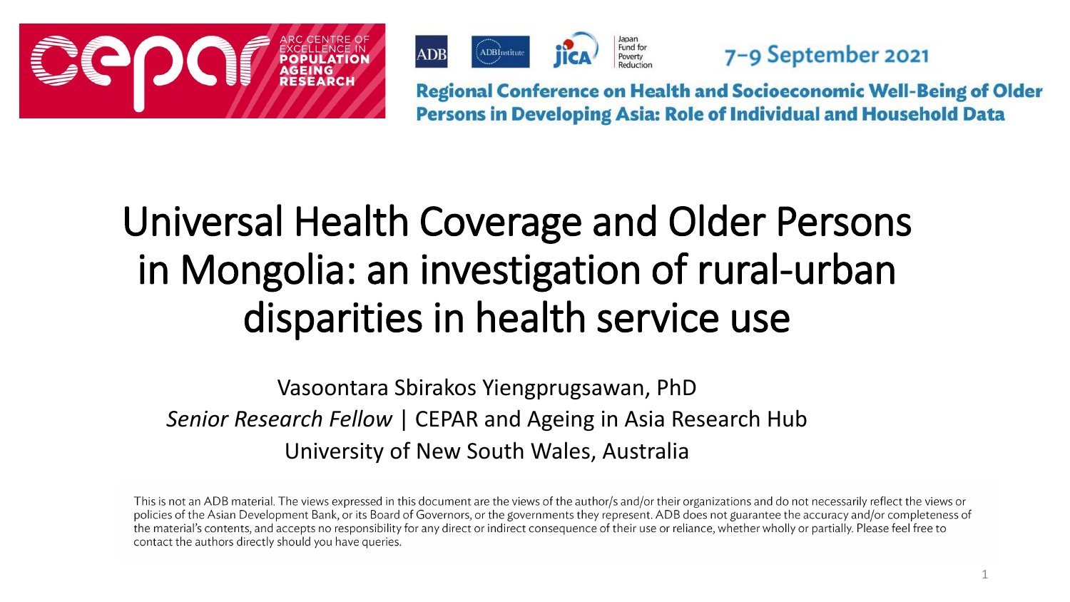ARC CENTRE OF EXCELLENCE IN POPULATION AGEING RESEARCH

ADB | ADBInstitute | JICA | Japan Fund for Poverty Reduction

7–9 September 2021

**Regional Conference on Health and Socioeconomic Well-Being of Older Persons in Developing Asia: Role of Individual and Household Data**

# Universal Health Coverage and Older Persons in Mongolia: an investigation of rural-urban disparities in health service use

Vasoontara Sbirakos Yiengprugsawan, PhD

*Senior Research Fellow* | CEPAR and Ageing in Asia Research Hub

University of New South Wales, Australia

This is not an ADB material. The views expressed in this document are the views of the author/s and/or their organizations and do not necessarily reflect the views or policies of the Asian Development Bank, or its Board of Governors, or the governments they represent. ADB does not guarantee the accuracy and/or completeness of the material's contents, and accepts no responsibility for any direct or indirect consequence of their use or reliance, whether wholly or partially. Please feel free to contact the authors directly should you have queries.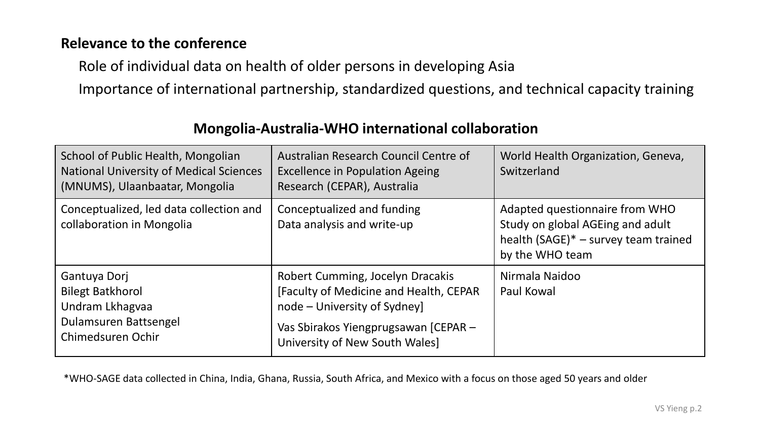**Relevance to the conference**

Role of individual data on health of older persons in developing Asia

Importance of international partnership, standardized questions, and technical capacity training

## Mongolia-Australia-WHO international collaboration

| School of Public Health, Mongolian National University of Medical Sciences (MNUMS), Ulaanbaatar, Mongolia | Australian Research Council Centre of Excellence in Population Ageing Research (CEPAR), Australia | World Health Organization, Geneva, Switzerland |
|---|---|---|
| Conceptualized, led data collection and collaboration in Mongolia | Conceptualized and funding<br>Data analysis and write-up | Adapted questionnaire from WHO Study on global AGEing and adult health (SAGE)* – survey team trained by the WHO team |
| Gantuya Dorj<br>Bilegt Batkhorol<br>Undram Lkhagvaa<br>Dulamsuren Battsengel<br>Chimedsuren Ochir | Robert Cumming, Jocelyn Dracakis [Faculty of Medicine and Health, CEPAR node – University of Sydney]<br>Vas Sbirakos Yiengprugsawan [CEPAR – University of New South Wales] | Nirmala Naidoo<br>Paul Kowal |

*WHO-SAGE data collected in China, India, Ghana, Russia, South Africa, and Mexico with a focus on those aged 50 years and older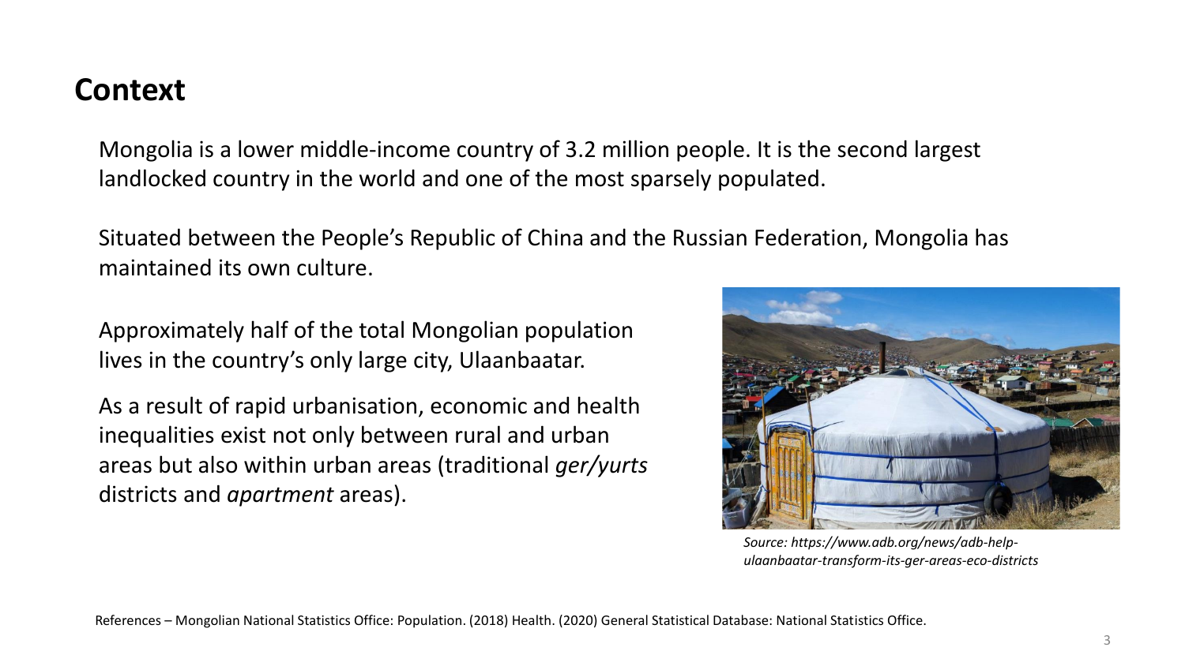## Context

Mongolia is a lower middle-income country of 3.2 million people. It is the second largest landlocked country in the world and one of the most sparsely populated.

Situated between the People's Republic of China and the Russian Federation, Mongolia has maintained its own culture.

Approximately half of the total Mongolian population lives in the country's only large city, Ulaanbaatar.

As a result of rapid urbanisation, economic and health inequalities exist not only between rural and urban areas but also within urban areas (traditional *ger/yurts* districts and *apartment* areas).

*Source: https://www.adb.org/news/adb-help-ulaanbaatar-transform-its-ger-areas-eco-districts*

References – Mongolian National Statistics Office: Population. (2018) Health. (2020) General Statistical Database: National Statistics Office.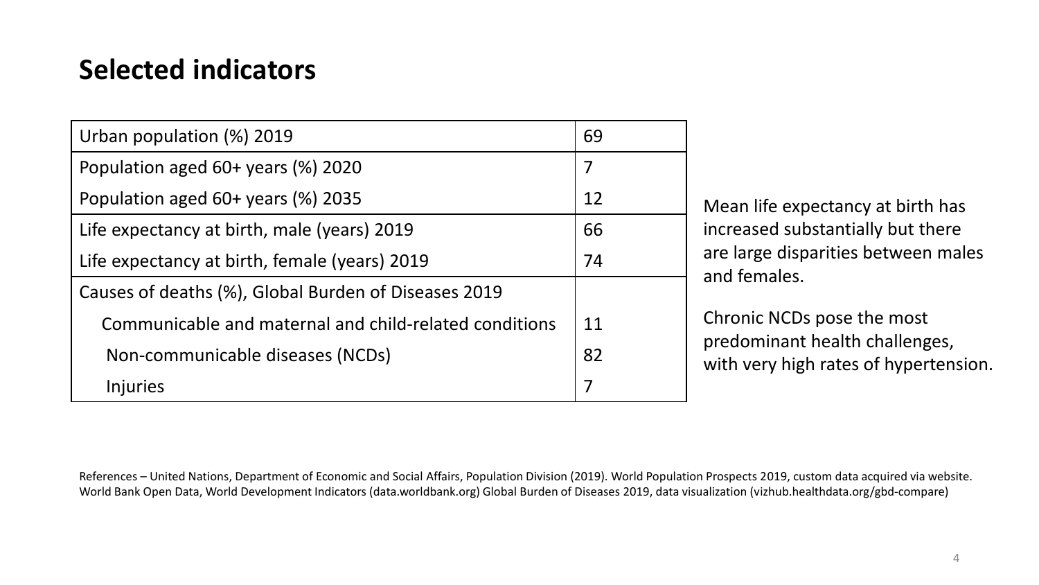## Selected indicators

| Indicator | Value |
|---|---|
| Urban population (%) 2019 | 69 |
| Population aged 60+ years (%) 2020 | 7 |
| Population aged 60+ years (%) 2035 | 12 |
| Life expectancy at birth, male (years) 2019 | 66 |
| Life expectancy at birth, female (years) 2019 | 74 |
| Causes of deaths (%), Global Burden of Diseases 2019 | |
| Communicable and maternal and child-related conditions | 11 |
| Non-communicable diseases (NCDs) | 82 |
| Injuries | 7 |

Mean life expectancy at birth has increased substantially but there are large disparities between males and females.

Chronic NCDs pose the most predominant health challenges, with very high rates of hypertension.

References – United Nations, Department of Economic and Social Affairs, Population Division (2019). World Population Prospects 2019, custom data acquired via website. World Bank Open Data, World Development Indicators (data.worldbank.org) Global Burden of Diseases 2019, data visualization (vizhub.healthdata.org/gbd-compare)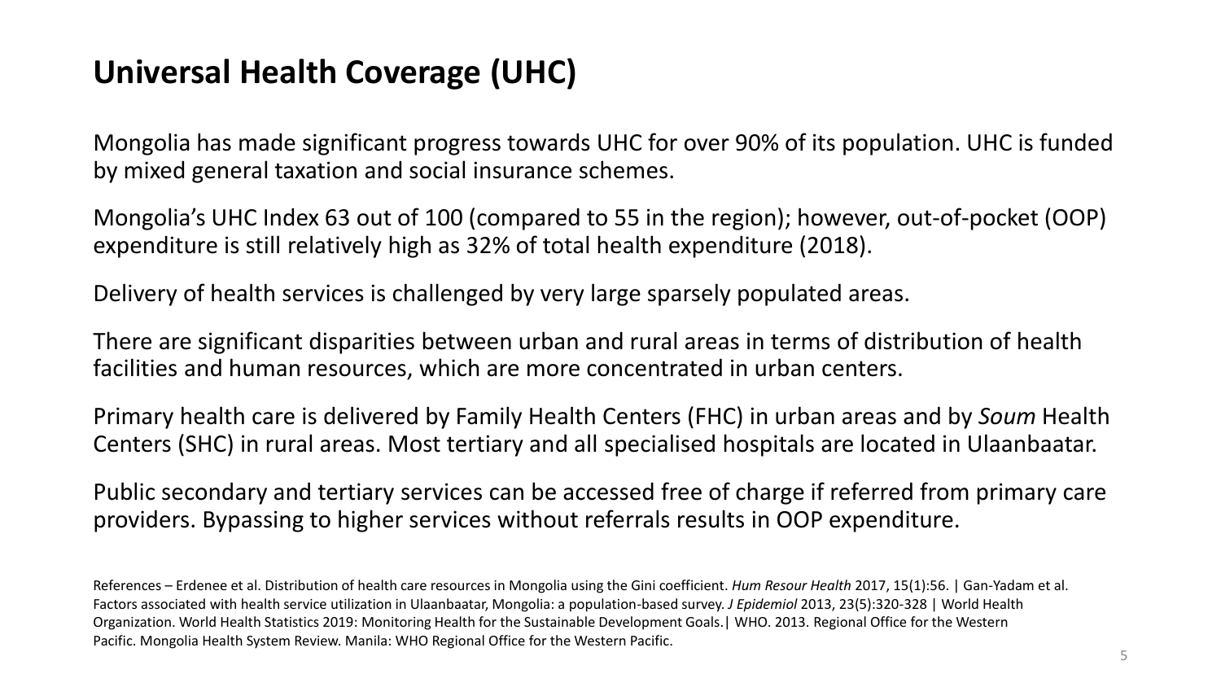# Universal Health Coverage (UHC)

Mongolia has made significant progress towards UHC for over 90% of its population. UHC is funded by mixed general taxation and social insurance schemes.

Mongolia's UHC Index 63 out of 100 (compared to 55 in the region); however, out-of-pocket (OOP) expenditure is still relatively high as 32% of total health expenditure (2018).

Delivery of health services is challenged by very large sparsely populated areas.

There are significant disparities between urban and rural areas in terms of distribution of health facilities and human resources, which are more concentrated in urban centers.

Primary health care is delivered by Family Health Centers (FHC) in urban areas and by *Soum* Health Centers (SHC) in rural areas. Most tertiary and all specialised hospitals are located in Ulaanbaatar.

Public secondary and tertiary services can be accessed free of charge if referred from primary care providers. Bypassing to higher services without referrals results in OOP expenditure.

References – Erdenee et al. Distribution of health care resources in Mongolia using the Gini coefficient. *Hum Resour Health* 2017, 15(1):56. | Gan-Yadam et al. Factors associated with health service utilization in Ulaanbaatar, Mongolia: a population-based survey. *J Epidemiol* 2013, 23(5):320-328 | World Health Organization. World Health Statistics 2019: Monitoring Health for the Sustainable Development Goals.| WHO. 2013. Regional Office for the Western Pacific. Mongolia Health System Review. Manila: WHO Regional Office for the Western Pacific.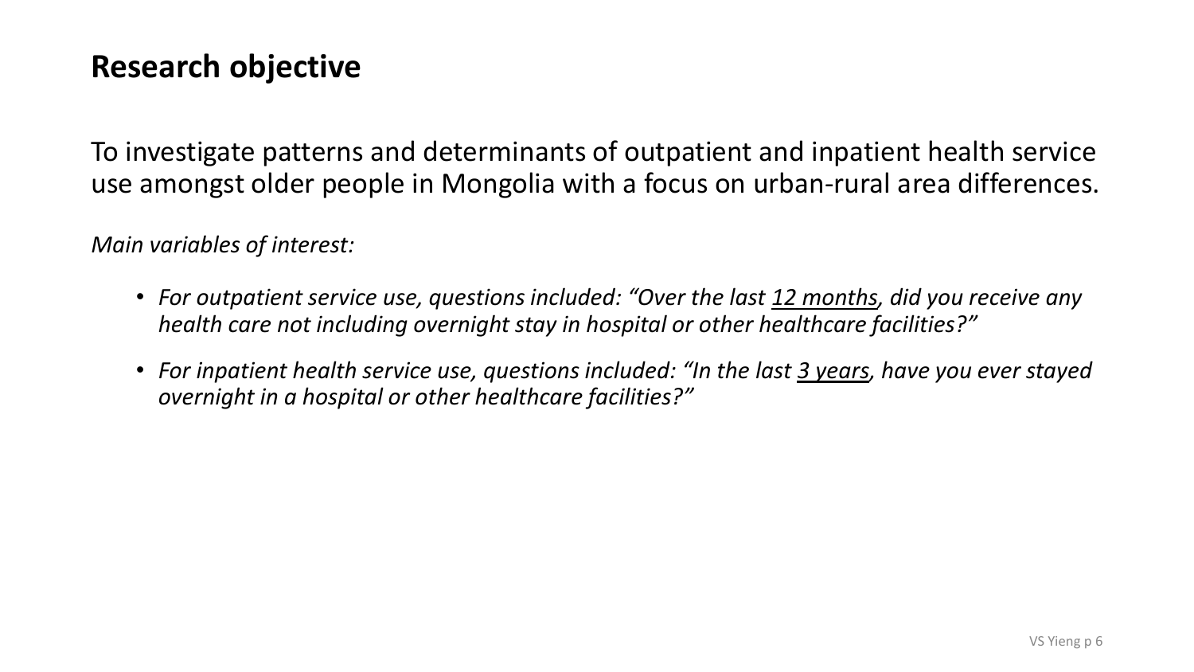# Research objective

To investigate patterns and determinants of outpatient and inpatient health service use amongst older people in Mongolia with a focus on urban-rural area differences.

*Main variables of interest:*

- *For outpatient service use, questions included: "Over the last 12 months, did you receive any health care not including overnight stay in hospital or other healthcare facilities?"*
- *For inpatient health service use, questions included: "In the last 3 years, have you ever stayed overnight in a hospital or other healthcare facilities?"*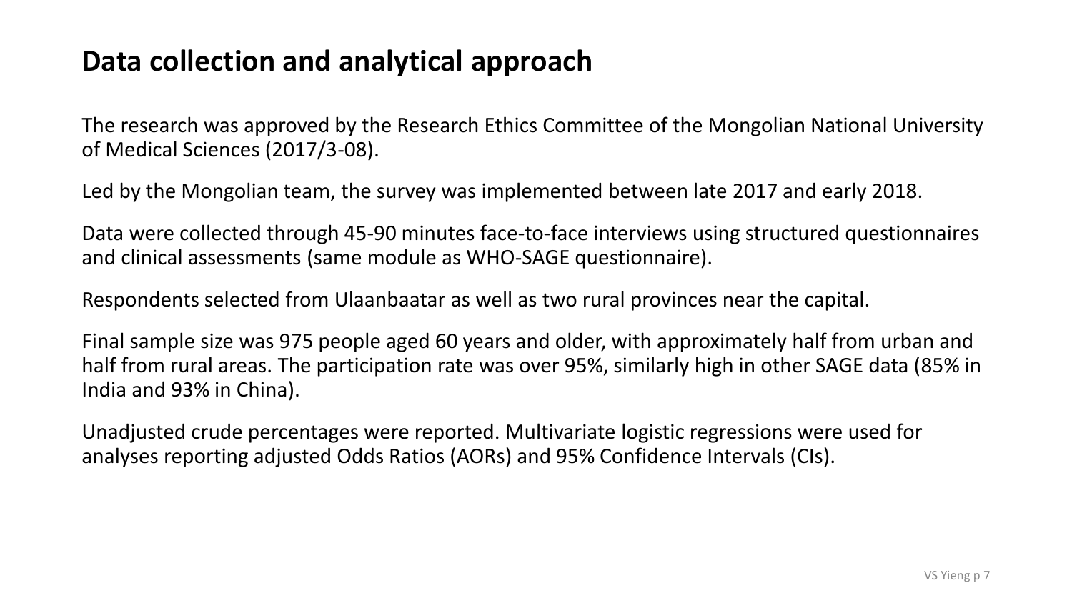# Data collection and analytical approach

The research was approved by the Research Ethics Committee of the Mongolian National University of Medical Sciences (2017/3-08).

Led by the Mongolian team, the survey was implemented between late 2017 and early 2018.

Data were collected through 45-90 minutes face-to-face interviews using structured questionnaires and clinical assessments (same module as WHO-SAGE questionnaire).

Respondents selected from Ulaanbaatar as well as two rural provinces near the capital.

Final sample size was 975 people aged 60 years and older, with approximately half from urban and half from rural areas. The participation rate was over 95%, similarly high in other SAGE data (85% in India and 93% in China).

Unadjusted crude percentages were reported. Multivariate logistic regressions were used for analyses reporting adjusted Odds Ratios (AORs) and 95% Confidence Intervals (CIs).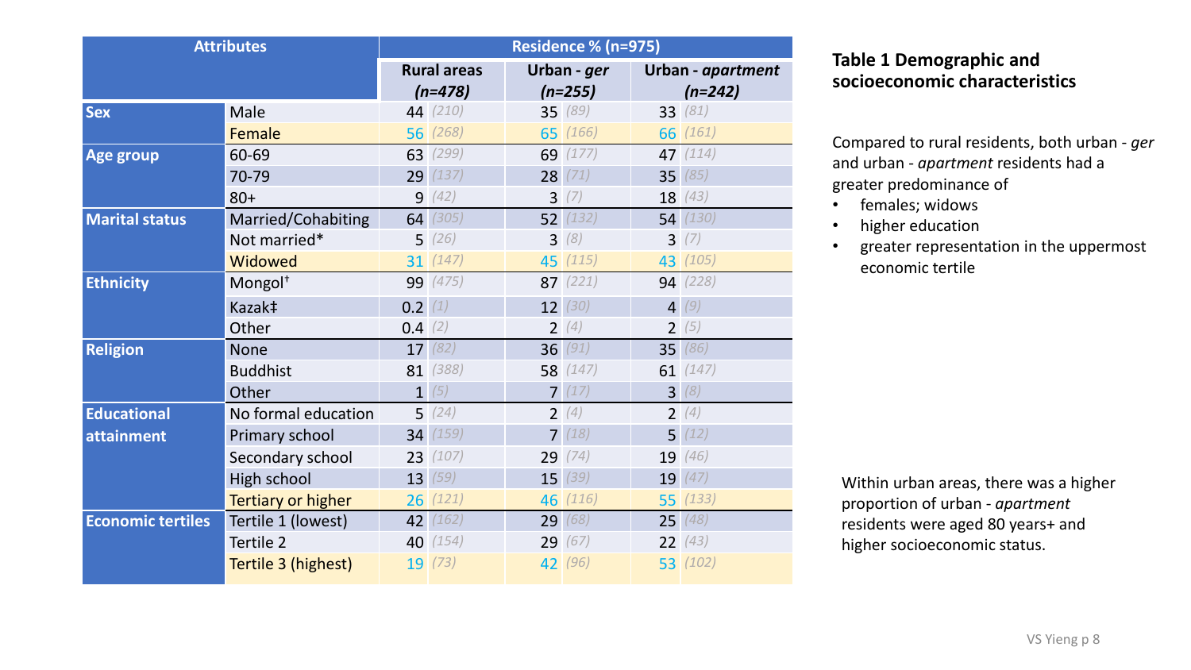## Table 1 Demographic and socioeconomic characteristics

| Attributes | | Residence % (n=975) | | |
|---|---|---|---|---|
| | | Rural areas *(n=478)* | Urban - *ger* *(n=255)* | Urban - *apartment* *(n=242)* |
| **Sex** | Male | 44 *(210)* | 35 *(89)* | 33 *(81)* |
| | Female | 56 *(268)* | 65 *(166)* | 66 *(161)* |
| **Age group** | 60-69 | 63 *(299)* | 69 *(177)* | 47 *(114)* |
| | 70-79 | 29 *(137)* | 28 *(71)* | 35 *(85)* |
| | 80+ | 9 *(42)* | 3 *(7)* | 18 *(43)* |
| **Marital status** | Married/Cohabiting | 64 *(305)* | 52 *(132)* | 54 *(130)* |
| | Not married* | 5 *(26)* | 3 *(8)* | 3 *(7)* |
| | Widowed | 31 *(147)* | 45 *(115)* | 43 *(105)* |
| **Ethnicity** | Mongol† | 99 *(475)* | 87 *(221)* | 94 *(228)* |
| | Kazak‡ | 0.2 *(1)* | 12 *(30)* | 4 *(9)* |
| | Other | 0.4 *(2)* | 2 *(4)* | 2 *(5)* |
| **Religion** | None | 17 *(82)* | 36 *(91)* | 35 *(86)* |
| | Buddhist | 81 *(388)* | 58 *(147)* | 61 *(147)* |
| | Other | 1 *(5)* | 7 *(17)* | 3 *(8)* |
| **Educational attainment** | No formal education | 5 *(24)* | 2 *(4)* | 2 *(4)* |
| | Primary school | 34 *(159)* | 7 *(18)* | 5 *(12)* |
| | Secondary school | 23 *(107)* | 29 *(74)* | 19 *(46)* |
| | High school | 13 *(59)* | 15 *(39)* | 19 *(47)* |
| | Tertiary or higher | 26 *(121)* | 46 *(116)* | 55 *(133)* |
| **Economic tertiles** | Tertile 1 (lowest) | 42 *(162)* | 29 *(68)* | 25 *(48)* |
| | Tertile 2 | 40 *(154)* | 29 *(67)* | 22 *(43)* |
| | Tertile 3 (highest) | 19 *(73)* | 42 *(96)* | 53 *(102)* |

Compared to rural residents, both urban - *ger* and urban - *apartment* residents had a greater predominance of

- females; widows
- higher education
- greater representation in the uppermost economic tertile

Within urban areas, there was a higher proportion of urban - *apartment* residents were aged 80 years+ and higher socioeconomic status.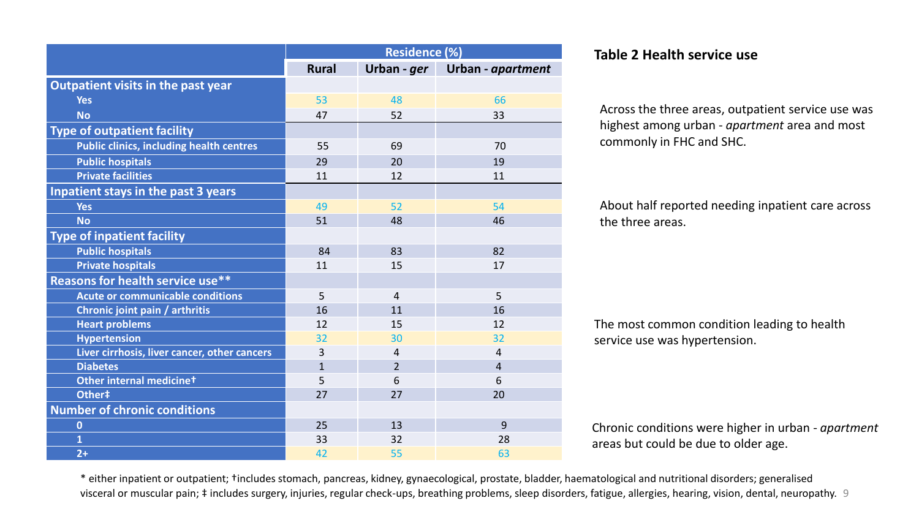## Table 2 Health service use

| | Residence (%) | | |
|---|---|---|---|
| | **Rural** | **Urban - *ger*** | **Urban - *apartment*** |
| **Outpatient visits in the past year** | | | |
| Yes | 53 | 48 | 66 |
| No | 47 | 52 | 33 |
| **Type of outpatient facility** | | | |
| Public clinics, including health centres | 55 | 69 | 70 |
| Public hospitals | 29 | 20 | 19 |
| Private facilities | 11 | 12 | 11 |
| **Inpatient stays in the past 3 years** | | | |
| Yes | 49 | 52 | 54 |
| No | 51 | 48 | 46 |
| **Type of inpatient facility** | | | |
| Public hospitals | 84 | 83 | 82 |
| Private hospitals | 11 | 15 | 17 |
| **Reasons for health service use**** | | | |
| Acute or communicable conditions | 5 | 4 | 5 |
| Chronic joint pain / arthritis | 16 | 11 | 16 |
| Heart problems | 12 | 15 | 12 |
| Hypertension | 32 | 30 | 32 |
| Liver cirrhosis, liver cancer, other cancers | 3 | 4 | 4 |
| Diabetes | 1 | 2 | 4 |
| Other internal medicine† | 5 | 6 | 6 |
| Other‡ | 27 | 27 | 20 |
| **Number of chronic conditions** | | | |
| 0 | 25 | 13 | 9 |
| 1 | 33 | 32 | 28 |
| 2+ | 42 | 55 | 63 |

Across the three areas, outpatient service use was highest among urban - *apartment* area and most commonly in FHC and SHC.

About half reported needing inpatient care across the three areas.

The most common condition leading to health service use was hypertension.

Chronic conditions were higher in urban - *apartment* areas but could be due to older age.

* either inpatient or outpatient; †includes stomach, pancreas, kidney, gynaecological, prostate, bladder, haematological and nutritional disorders; generalised visceral or muscular pain; ‡ includes surgery, injuries, regular check-ups, breathing problems, sleep disorders, fatigue, allergies, hearing, vision, dental, neuropathy.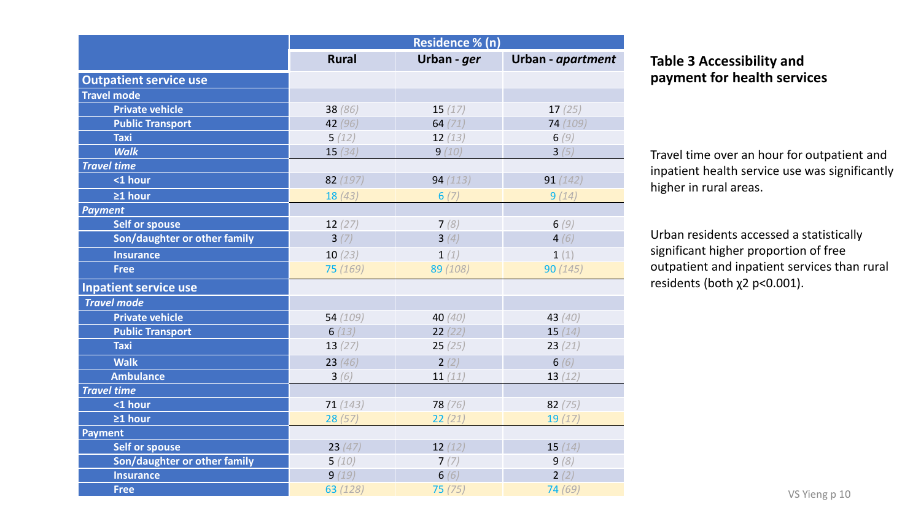## Table 3 Accessibility and payment for health services

| | Residence % (n) | | |
|---|---|---|---|
| | Rural | Urban - *ger* | Urban - *apartment* |
| **Outpatient service use** | | | |
| **Travel mode** | | | |
| Private vehicle | 38 *(86)* | 15 *(17)* | 17 *(25)* |
| Public Transport | 42 *(96)* | 64 *(71)* | 74 *(109)* |
| Taxi | 5 *(12)* | 12 *(13)* | 6 *(9)* |
| *Walk* | 15 *(34)* | 9 *(10)* | 3 *(5)* |
| ***Travel time*** | | | |
| <1 hour | 82 *(197)* | 94 *(113)* | 91 *(142)* |
| ≥1 hour | 18 *(43)* | 6 *(7)* | 9 *(14)* |
| ***Payment*** | | | |
| Self or spouse | 12 *(27)* | 7 *(8)* | 6 *(9)* |
| Son/daughter or other family | 3 *(7)* | 3 *(4)* | 4 *(6)* |
| Insurance | 10 *(23)* | 1 *(1)* | 1 *(1)* |
| Free | 75 *(169)* | 89 *(108)* | 90 *(145)* |
| **Inpatient service use** | | | |
| ***Travel mode*** | | | |
| Private vehicle | 54 *(109)* | 40 *(40)* | 43 *(40)* |
| Public Transport | 6 *(13)* | 22 *(22)* | 15 *(14)* |
| Taxi | 13 *(27)* | 25 *(25)* | 23 *(21)* |
| Walk | 23 *(46)* | 2 *(2)* | 6 *(6)* |
| Ambulance | 3 *(6)* | 11 *(11)* | 13 *(12)* |
| ***Travel time*** | | | |
| <1 hour | 71 *(143)* | 78 *(76)* | 82 *(75)* |
| ≥1 hour | 28 *(57)* | 22 *(21)* | 19 *(17)* |
| **Payment** | | | |
| Self or spouse | 23 *(47)* | 12 *(12)* | 15 *(14)* |
| Son/daughter or other family | 5 *(10)* | 7 *(7)* | 9 *(8)* |
| Insurance | 9 *(19)* | 6 *(6)* | 2 *(2)* |
| Free | 63 *(128)* | 75 *(75)* | 74 *(69)* |

Travel time over an hour for outpatient and inpatient health service use was significantly higher in rural areas.

Urban residents accessed a statistically significant higher proportion of free outpatient and inpatient services than rural residents (both $\chi^2$ $p<0.001$).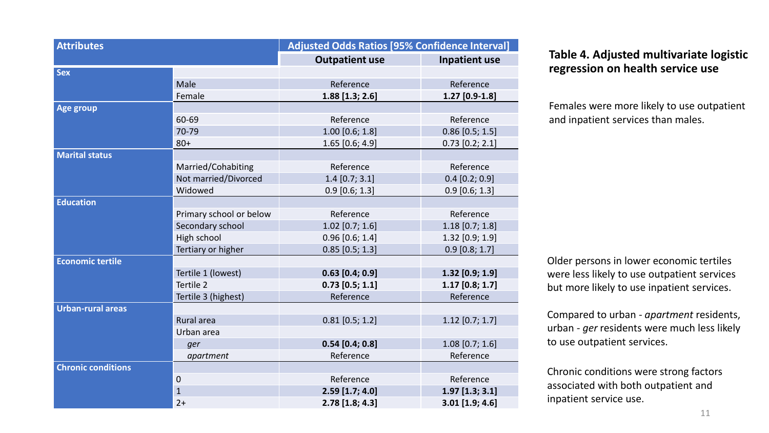## Table 4. Adjusted multivariate logistic regression on health service use

| Attributes | | Adjusted Odds Ratios [95% Confidence Interval] | |
|---|---|---|---|
| | | **Outpatient use** | **Inpatient use** |
| **Sex** | | | |
| | Male | Reference | Reference |
| | Female | **1.88 [1.3; 2.6]** | **1.27 [0.9-1.8]** |
| **Age group** | | | |
| | 60-69 | Reference | Reference |
| | 70-79 | 1.00 [0.6; 1.8] | 0.86 [0.5; 1.5] |
| | 80+ | 1.65 [0.6; 4.9] | 0.73 [0.2; 2.1] |
| **Marital status** | | | |
| | Married/Cohabiting | Reference | Reference |
| | Not married/Divorced | 1.4 [0.7; 3.1] | 0.4 [0.2; 0.9] |
| | Widowed | 0.9 [0.6; 1.3] | 0.9 [0.6; 1.3] |
| **Education** | | | |
| | Primary school or below | Reference | Reference |
| | Secondary school | 1.02 [0.7; 1.6] | 1.18 [0.7; 1.8] |
| | High school | 0.96 [0.6; 1.4] | 1.32 [0.9; 1.9] |
| | Tertiary or higher | 0.85 [0.5; 1.3] | 0.9 [0.8; 1.7] |
| **Economic tertile** | | | |
| | Tertile 1 (lowest) | **0.63 [0.4; 0.9]** | **1.32 [0.9; 1.9]** |
| | Tertile 2 | **0.73 [0.5; 1.1]** | **1.17 [0.8; 1.7]** |
| | Tertile 3 (highest) | Reference | Reference |
| **Urban-rural areas** | | | |
| | Rural area | 0.81 [0.5; 1.2] | 1.12 [0.7; 1.7] |
| | Urban area | | |
| | *ger* | **0.54 [0.4; 0.8]** | 1.08 [0.7; 1.6] |
| | *apartment* | Reference | Reference |
| **Chronic conditions** | | | |
| | 0 | Reference | Reference |
| | 1 | **2.59 [1.7; 4.0]** | **1.97 [1.3; 3.1]** |
| | 2+ | **2.78 [1.8; 4.3]** | **3.01 [1.9; 4.6]** |

Females were more likely to use outpatient and inpatient services than males.

Older persons in lower economic tertiles were less likely to use outpatient services but more likely to use inpatient services.

Compared to urban - *apartment* residents, urban - *ger* residents were much less likely to use outpatient services.

Chronic conditions were strong factors associated with both outpatient and inpatient service use.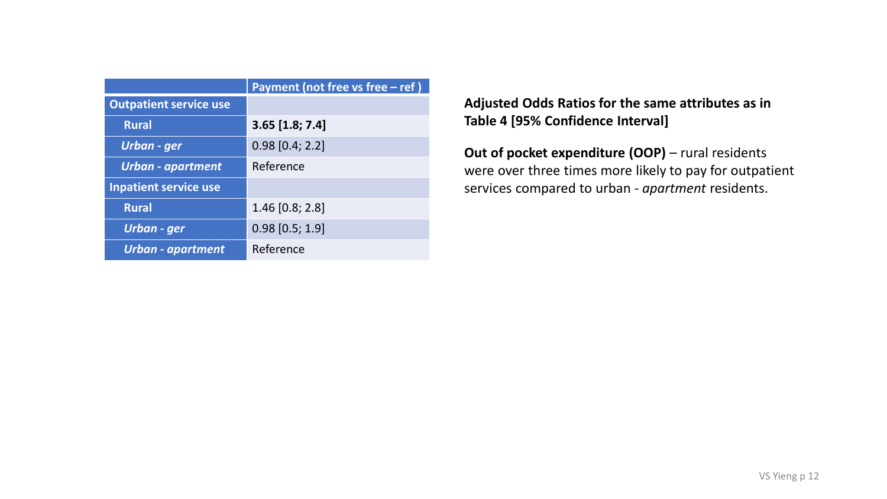| | Payment (not free vs free – ref ) |
|---|---|
| **Outpatient service use** | |
| **Rural** | **3.65 [1.8; 7.4]** |
| ***Urban - ger*** | 0.98 [0.4; 2.2] |
| ***Urban - apartment*** | Reference |
| **Inpatient service use** | |
| **Rural** | 1.46 [0.8; 2.8] |
| ***Urban - ger*** | 0.98 [0.5; 1.9] |
| ***Urban - apartment*** | Reference |

**Adjusted Odds Ratios for the same attributes as in Table 4 [95% Confidence Interval]**

**Out of pocket expenditure (OOP)** – rural residents were over three times more likely to pay for outpatient services compared to urban - *apartment* residents.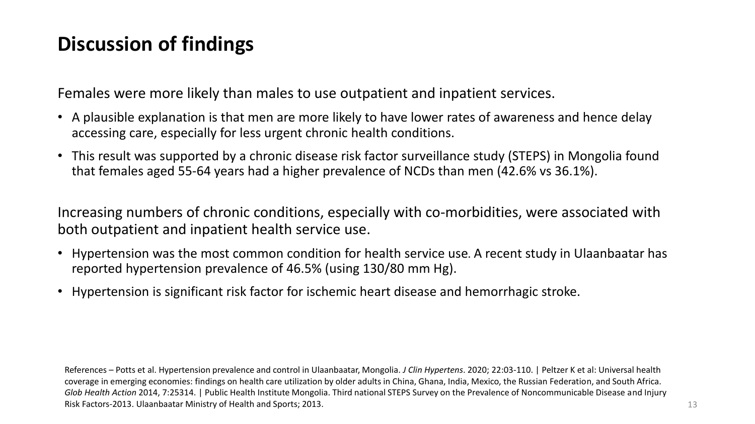# Discussion of findings

Females were more likely than males to use outpatient and inpatient services.

- A plausible explanation is that men are more likely to have lower rates of awareness and hence delay accessing care, especially for less urgent chronic health conditions.
- This result was supported by a chronic disease risk factor surveillance study (STEPS) in Mongolia found that females aged 55-64 years had a higher prevalence of NCDs than men (42.6% vs 36.1%).

Increasing numbers of chronic conditions, especially with co-morbidities, were associated with both outpatient and inpatient health service use.

- Hypertension was the most common condition for health service use. A recent study in Ulaanbaatar has reported hypertension prevalence of 46.5% (using 130/80 mm Hg).
- Hypertension is significant risk factor for ischemic heart disease and hemorrhagic stroke.

References – Potts et al. Hypertension prevalence and control in Ulaanbaatar, Mongolia. *J Clin Hypertens*. 2020; 22:03-110. | Peltzer K et al: Universal health coverage in emerging economies: findings on health care utilization by older adults in China, Ghana, India, Mexico, the Russian Federation, and South Africa. *Glob Health Action* 2014, 7:25314. | Public Health Institute Mongolia. Third national STEPS Survey on the Prevalence of Noncommunicable Disease and Injury Risk Factors-2013. Ulaanbaatar Ministry of Health and Sports; 2013.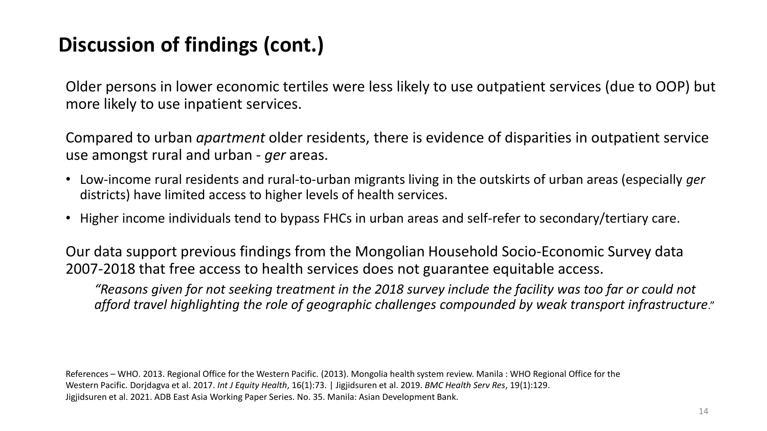# Discussion of findings (cont.)

Older persons in lower economic tertiles were less likely to use outpatient services (due to OOP) but more likely to use inpatient services.

Compared to urban *apartment* older residents, there is evidence of disparities in outpatient service use amongst rural and urban - *ger* areas.

- Low-income rural residents and rural-to-urban migrants living in the outskirts of urban areas (especially *ger* districts) have limited access to higher levels of health services.
- Higher income individuals tend to bypass FHCs in urban areas and self-refer to secondary/tertiary care.

Our data support previous findings from the Mongolian Household Socio-Economic Survey data 2007-2018 that free access to health services does not guarantee equitable access.

> *"Reasons given for not seeking treatment in the 2018 survey include the facility was too far or could not afford travel highlighting the role of geographic challenges compounded by weak transport infrastructure*."

References – WHO. 2013. Regional Office for the Western Pacific. (2013). Mongolia health system review. Manila : WHO Regional Office for the Western Pacific. Dorjdagva et al. 2017. *Int J Equity Health*, 16(1):73. | Jigjidsuren et al. 2019. *BMC Health Serv Res*, 19(1):129. Jigjidsuren et al. 2021. ADB East Asia Working Paper Series. No. 35. Manila: Asian Development Bank.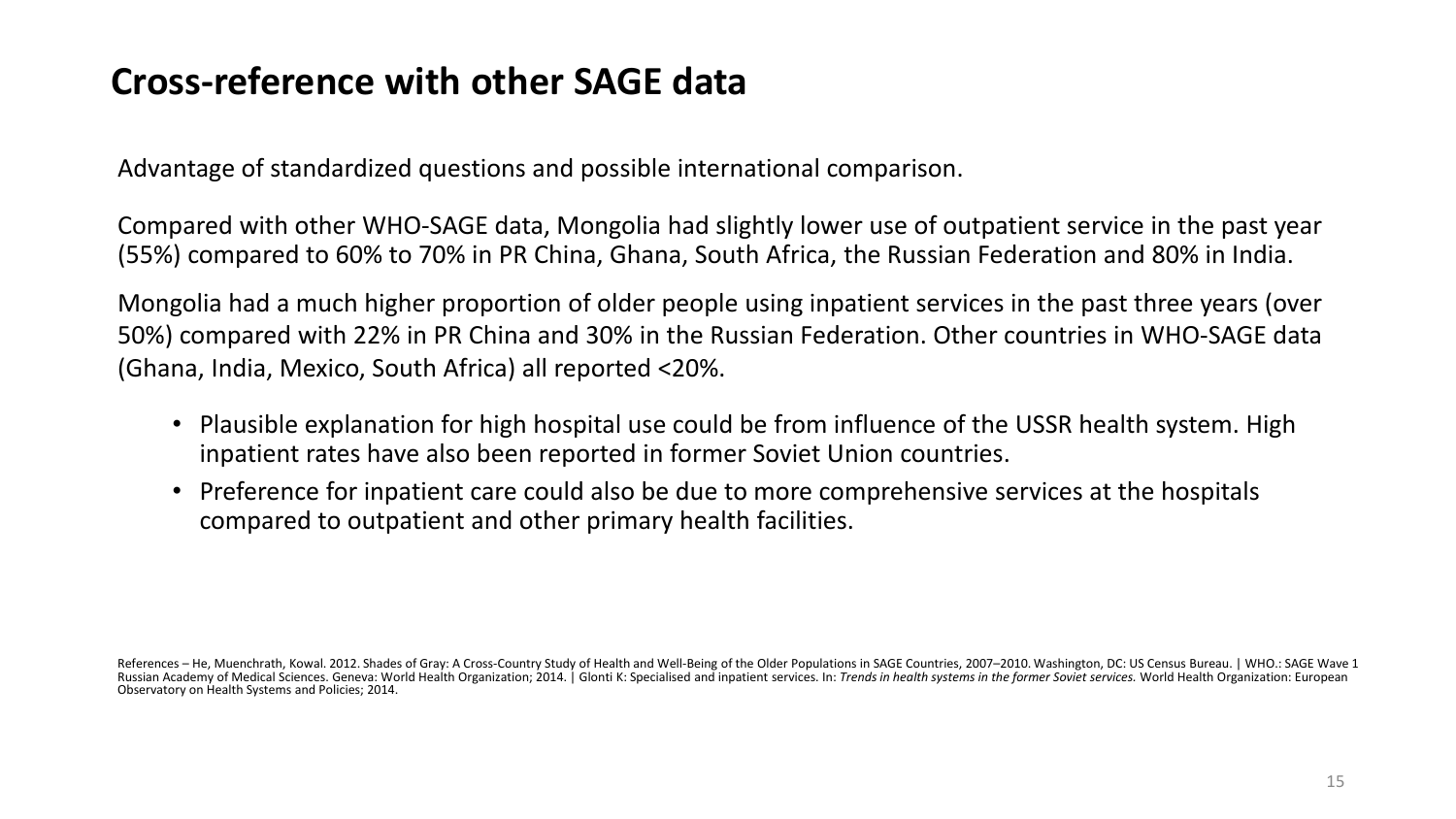# Cross-reference with other SAGE data

Advantage of standardized questions and possible international comparison.

Compared with other WHO-SAGE data, Mongolia had slightly lower use of outpatient service in the past year (55%) compared to 60% to 70% in PR China, Ghana, South Africa, the Russian Federation and 80% in India.

Mongolia had a much higher proportion of older people using inpatient services in the past three years (over 50%) compared with 22% in PR China and 30% in the Russian Federation. Other countries in WHO-SAGE data (Ghana, India, Mexico, South Africa) all reported <20%.

- Plausible explanation for high hospital use could be from influence of the USSR health system. High inpatient rates have also been reported in former Soviet Union countries.
- Preference for inpatient care could also be due to more comprehensive services at the hospitals compared to outpatient and other primary health facilities.

References – He, Muenchrath, Kowal. 2012. Shades of Gray: A Cross-Country Study of Health and Well-Being of the Older Populations in SAGE Countries, 2007–2010. Washington, DC: US Census Bureau. | WHO.: SAGE Wave 1 Russian Academy of Medical Sciences. Geneva: World Health Organization; 2014. | Glonti K: Specialised and inpatient services. In: *Trends in health systems in the former Soviet services.* World Health Organization: European Observatory on Health Systems and Policies; 2014.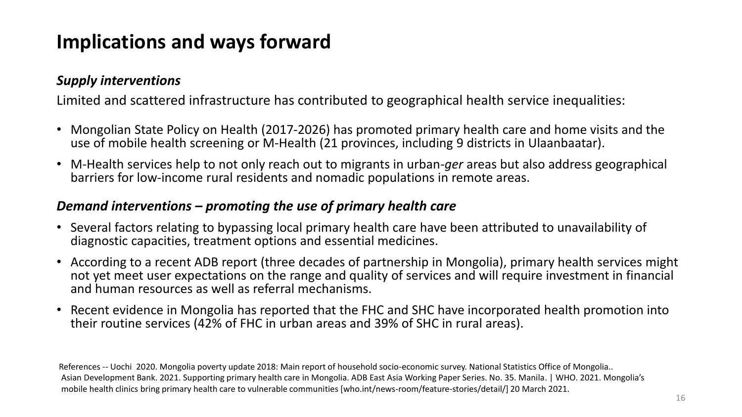# Implications and ways forward

***Supply interventions***

Limited and scattered infrastructure has contributed to geographical health service inequalities:

- Mongolian State Policy on Health (2017-2026) has promoted primary health care and home visits and the use of mobile health screening or M-Health (21 provinces, including 9 districts in Ulaanbaatar).
- M-Health services help to not only reach out to migrants in urban-*ger* areas but also address geographical barriers for low-income rural residents and nomadic populations in remote areas.

***Demand interventions – promoting the use of primary health care***

- Several factors relating to bypassing local primary health care have been attributed to unavailability of diagnostic capacities, treatment options and essential medicines.
- According to a recent ADB report (three decades of partnership in Mongolia), primary health services might not yet meet user expectations on the range and quality of services and will require investment in financial and human resources as well as referral mechanisms.
- Recent evidence in Mongolia has reported that the FHC and SHC have incorporated health promotion into their routine services (42% of FHC in urban areas and 39% of SHC in rural areas).

References -- Uochi 2020. Mongolia poverty update 2018: Main report of household socio-economic survey. National Statistics Office of Mongolia.. Asian Development Bank. 2021. Supporting primary health care in Mongolia. ADB East Asia Working Paper Series. No. 35. Manila. | WHO. 2021. Mongolia's mobile health clinics bring primary health care to vulnerable communities [who.int/news-room/feature-stories/detail/] 20 March 2021.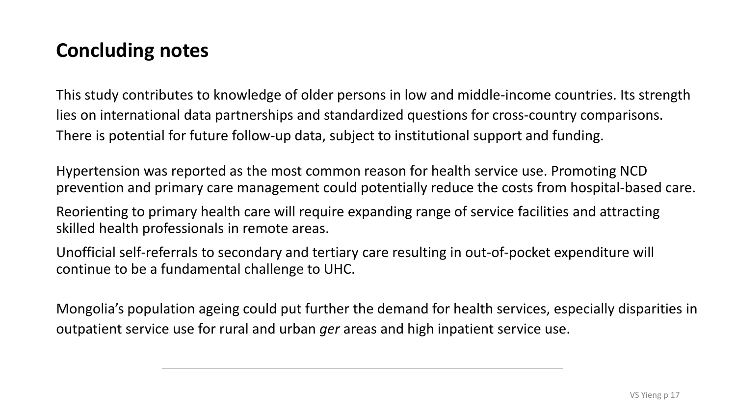## Concluding notes

This study contributes to knowledge of older persons in low and middle-income countries. Its strength lies on international data partnerships and standardized questions for cross-country comparisons. There is potential for future follow-up data, subject to institutional support and funding.

Hypertension was reported as the most common reason for health service use. Promoting NCD prevention and primary care management could potentially reduce the costs from hospital-based care.

Reorienting to primary health care will require expanding range of service facilities and attracting skilled health professionals in remote areas.

Unofficial self-referrals to secondary and tertiary care resulting in out-of-pocket expenditure will continue to be a fundamental challenge to UHC.

Mongolia's population ageing could put further the demand for health services, especially disparities in outpatient service use for rural and urban *ger* areas and high inpatient service use.

---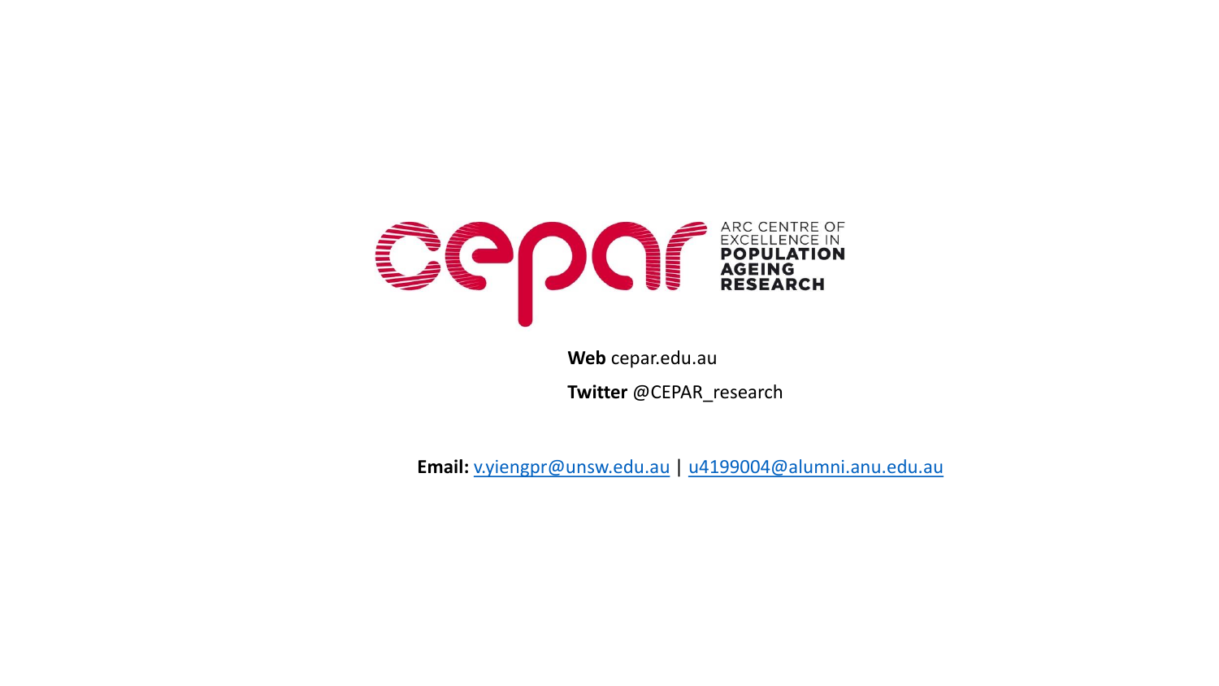cepar ARC CENTRE OF EXCELLENCE IN POPULATION AGEING RESEARCH

**Web** cepar.edu.au

**Twitter** @CEPAR_research

**Email:** v.yiengpr@unsw.edu.au | u4199004@alumni.anu.edu.au